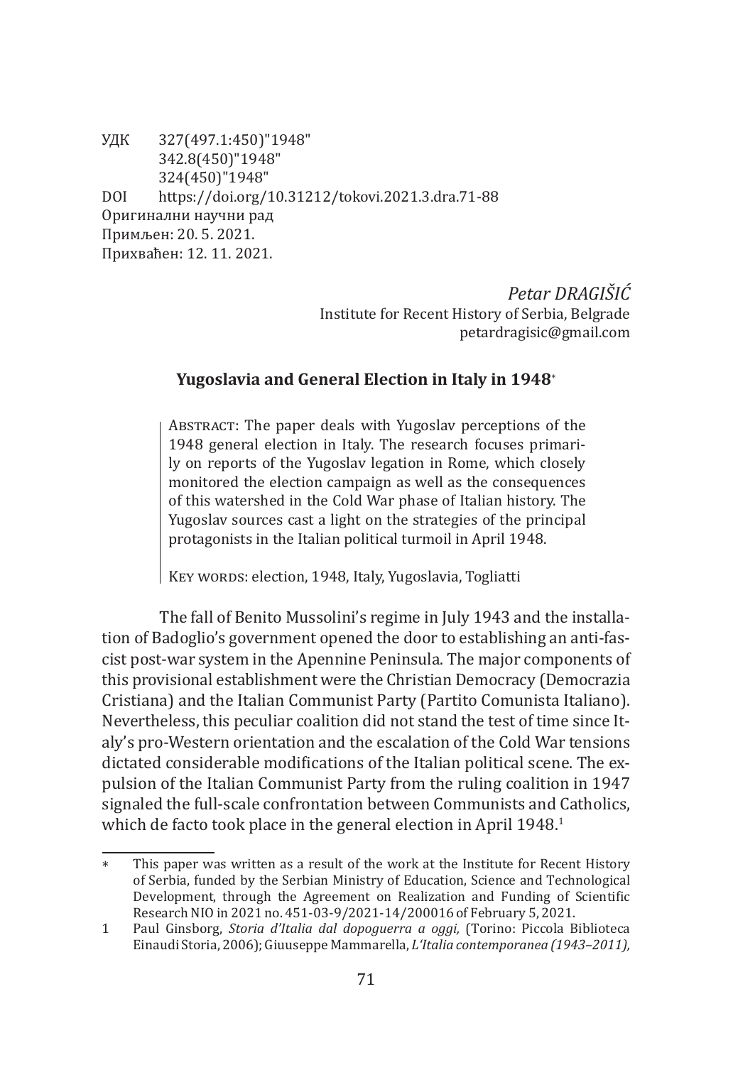УДК 327(497.1:450)"1948"
342.8(450)"1948"
324(450)"1948"
DOI https://doi.org/10.31212/tokovi.2021.3.dra.71-88
Оригинални научни рад
Примљен: 20. 5. 2021.
Прихваћен: 12. 11. 2021.

*Petar DRAGIŠIĆ*
Institute for Recent History of Serbia, Belgrade
petardragisic@gmail.com

## Yugoslavia and General Election in Italy in 1948*

Abstract: The paper deals with Yugoslav perceptions of the 1948 general election in Italy. The research focuses primarily on reports of the Yugoslav legation in Rome, which closely monitored the election campaign as well as the consequences of this watershed in the Cold War phase of Italian history. The Yugoslav sources cast a light on the strategies of the principal protagonists in the Italian political turmoil in April 1948.

Key words: election, 1948, Italy, Yugoslavia, Togliatti

The fall of Benito Mussolini's regime in July 1943 and the installation of Badoglio's government opened the door to establishing an anti-fascist post-war system in the Apennine Peninsula. The major components of this provisional establishment were the Christian Democracy (Democrazia Cristiana) and the Italian Communist Party (Partito Comunista Italiano). Nevertheless, this peculiar coalition did not stand the test of time since Italy's pro-Western orientation and the escalation of the Cold War tensions dictated considerable modifications of the Italian political scene. The expulsion of the Italian Communist Party from the ruling coalition in 1947 signaled the full-scale confrontation between Communists and Catholics, which de facto took place in the general election in April 1948.[1]

---

\* This paper was written as a result of the work at the Institute for Recent History of Serbia, funded by the Serbian Ministry of Education, Science and Technological Development, through the Agreement on Realization and Funding of Scientific Research NIO in 2021 no. 451-03-9/2021-14/200016 of February 5, 2021.

1 Paul Ginsborg, *Storia d'Italia dal dopoguerra a oggi,* (Torino: Piccola Biblioteca Einaudi Storia, 2006); Giuuseppe Mammarella, *L'Italia contemporanea (1943–2011),*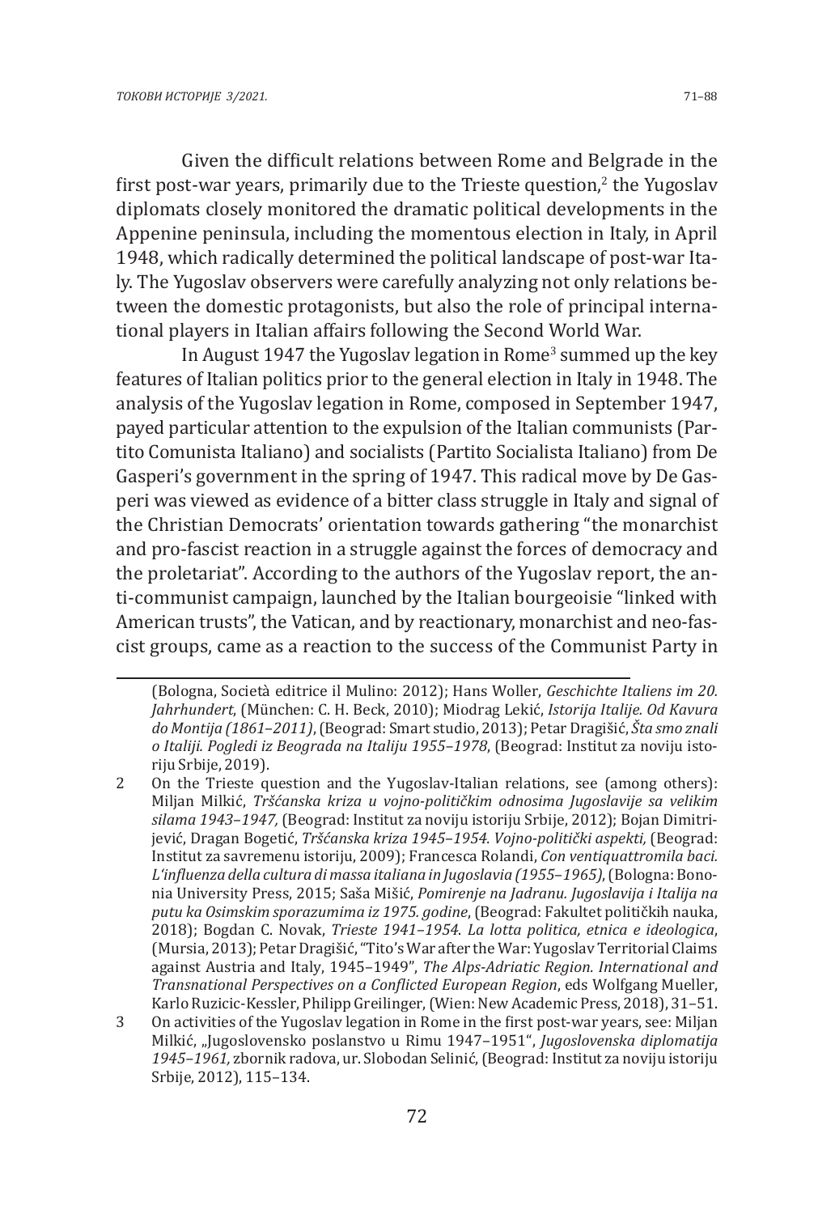Given the difficult relations between Rome and Belgrade in the first post-war years, primarily due to the Trieste question,[2] the Yugoslav diplomats closely monitored the dramatic political developments in the Appenine peninsula, including the momentous election in Italy, in April 1948, which radically determined the political landscape of post-war Italy. The Yugoslav observers were carefully analyzing not only relations between the domestic protagonists, but also the role of principal international players in Italian affairs following the Second World War.

In August 1947 the Yugoslav legation in Rome[3] summed up the key features of Italian politics prior to the general election in Italy in 1948. The analysis of the Yugoslav legation in Rome, composed in September 1947, payed particular attention to the expulsion of the Italian communists (Partito Comunista Italiano) and socialists (Partito Socialista Italiano) from De Gasperi's government in the spring of 1947. This radical move by De Gasperi was viewed as evidence of a bitter class struggle in Italy and signal of the Christian Democrats' orientation towards gathering "the monarchist and pro-fascist reaction in a struggle against the forces of democracy and the proletariat". According to the authors of the Yugoslav report, the anti-communist campaign, launched by the Italian bourgeoisie "linked with American trusts", the Vatican, and by reactionary, monarchist and neo-fascist groups, came as a reaction to the success of the Communist Party in

---

(Bologna, Società editrice il Mulino: 2012); Hans Woller, *Geschichte Italiens im 20. Jahrhundert*, (München: C. H. Beck, 2010); Miodrag Lekić, *Istorija Italije. Od Kavura do Montija (1861–2011)*, (Beograd: Smart studio, 2013); Petar Dragišić, *Šta smo znali o Italiji. Pogledi iz Beograda na Italiju 1955–1978*, (Beograd: Institut za noviju istoriju Srbije, 2019).

2 On the Trieste question and the Yugoslav-Italian relations, see (among others): Miljan Milkić, *Tršćanska kriza u vojno-političkim odnosima Jugoslavije sa velikim silama 1943–1947,* (Beograd: Institut za noviju istoriju Srbije, 2012); Bojan Dimitrijević, Dragan Bogetić, *Tršćanska kriza 1945–1954. Vojno-politički aspekti,* (Beograd: Institut za savremenu istoriju, 2009); Francesca Rolandi, *Con ventiquattromila baci. L'influenza della cultura di massa italiana in Jugoslavia (1955–1965)*, (Bologna: Bononia University Press, 2015; Saša Mišić, *Pomirenje na Jadranu. Jugoslavija i Italija na putu ka Osimskim sporazumima iz 1975. godine*, (Beograd: Fakultet političkih nauka, 2018); Bogdan C. Novak, *Trieste 1941–1954. La lotta politica, etnica e ideologica*, (Mursia, 2013); Petar Dragišić, "Tito's War after the War: Yugoslav Territorial Claims against Austria and Italy, 1945–1949", *The Alps-Adriatic Region. International and Transnational Perspectives on a Conflicted European Region*, eds Wolfgang Mueller, Karlo Ruzicic-Kessler, Philipp Greilinger, (Wien: New Academic Press, 2018), 31–51.

3 On activities of the Yugoslav legation in Rome in the first post-war years, see: Miljan Milkić, „Jugoslovensko poslanstvo u Rimu 1947–1951", *Jugoslovenska diplomatija 1945–1961,* zbornik radova, ur. Slobodan Selinić, (Beograd: Institut za noviju istoriju Srbije, 2012), 115–134.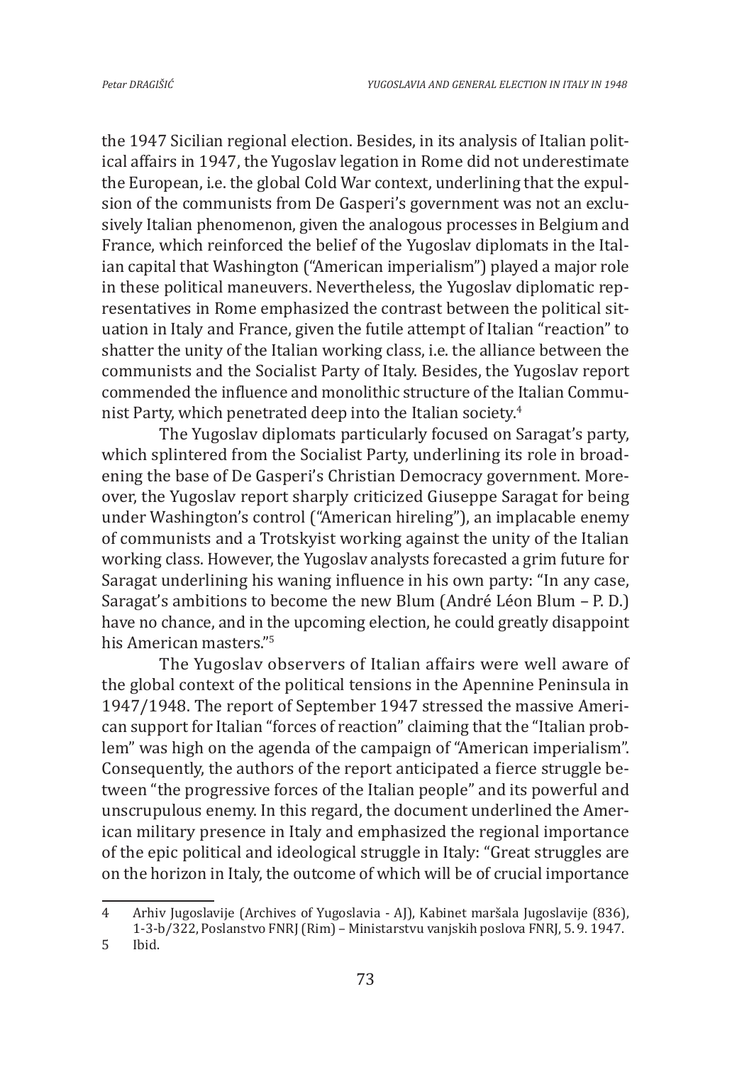the 1947 Sicilian regional election. Besides, in its analysis of Italian political affairs in 1947, the Yugoslav legation in Rome did not underestimate the European, i.e. the global Cold War context, underlining that the expulsion of the communists from De Gasperi's government was not an exclusively Italian phenomenon, given the analogous processes in Belgium and France, which reinforced the belief of the Yugoslav diplomats in the Italian capital that Washington ("American imperialism") played a major role in these political maneuvers. Nevertheless, the Yugoslav diplomatic representatives in Rome emphasized the contrast between the political situation in Italy and France, given the futile attempt of Italian "reaction" to shatter the unity of the Italian working class, i.e. the alliance between the communists and the Socialist Party of Italy. Besides, the Yugoslav report commended the influence and monolithic structure of the Italian Communist Party, which penetrated deep into the Italian society.[4]

The Yugoslav diplomats particularly focused on Saragat's party, which splintered from the Socialist Party, underlining its role in broadening the base of De Gasperi's Christian Democracy government. Moreover, the Yugoslav report sharply criticized Giuseppe Saragat for being under Washington's control ("American hireling"), an implacable enemy of communists and a Trotskyist working against the unity of the Italian working class. However, the Yugoslav analysts forecasted a grim future for Saragat underlining his waning influence in his own party: "In any case, Saragat's ambitions to become the new Blum (André Léon Blum – P. D.) have no chance, and in the upcoming election, he could greatly disappoint his American masters."[5]

The Yugoslav observers of Italian affairs were well aware of the global context of the political tensions in the Apennine Peninsula in 1947/1948. The report of September 1947 stressed the massive American support for Italian "forces of reaction" claiming that the "Italian problem" was high on the agenda of the campaign of "American imperialism". Consequently, the authors of the report anticipated a fierce struggle between "the progressive forces of the Italian people" and its powerful and unscrupulous enemy. In this regard, the document underlined the American military presence in Italy and emphasized the regional importance of the epic political and ideological struggle in Italy: "Great struggles are on the horizon in Italy, the outcome of which will be of crucial importance

---

4 Arhiv Jugoslavije (Archives of Yugoslavia - AJ), Kabinet maršala Jugoslavije (836), 1-3-b/322, Poslanstvo FNRJ (Rim) – Ministarstvu vanjskih poslova FNRJ, 5. 9. 1947.

5 Ibid.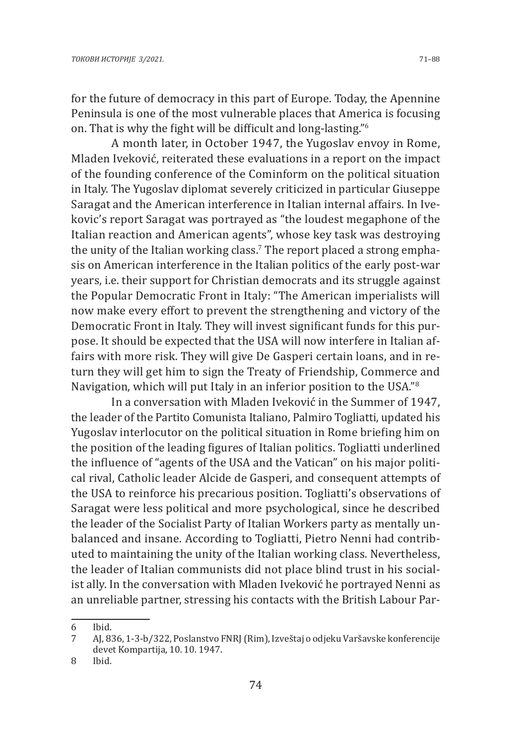for the future of democracy in this part of Europe. Today, the Apennine Peninsula is one of the most vulnerable places that America is focusing on. That is why the fight will be difficult and long-lasting."[6]

A month later, in October 1947, the Yugoslav envoy in Rome, Mladen Iveković, reiterated these evaluations in a report on the impact of the founding conference of the Cominform on the political situation in Italy. The Yugoslav diplomat severely criticized in particular Giuseppe Saragat and the American interference in Italian internal affairs. In Ivekovic's report Saragat was portrayed as "the loudest megaphone of the Italian reaction and American agents", whose key task was destroying the unity of the Italian working class.[7] The report placed a strong emphasis on American interference in the Italian politics of the early post-war years, i.e. their support for Christian democrats and its struggle against the Popular Democratic Front in Italy: "The American imperialists will now make every effort to prevent the strengthening and victory of the Democratic Front in Italy. They will invest significant funds for this purpose. It should be expected that the USA will now interfere in Italian affairs with more risk. They will give De Gasperi certain loans, and in return they will get him to sign the Treaty of Friendship, Commerce and Navigation, which will put Italy in an inferior position to the USA."[8]

In a conversation with Mladen Iveković in the Summer of 1947, the leader of the Partito Comunista Italiano, Palmiro Togliatti, updated his Yugoslav interlocutor on the political situation in Rome briefing him on the position of the leading figures of Italian politics. Togliatti underlined the influence of "agents of the USA and the Vatican" on his major political rival, Catholic leader Alcide de Gasperi, and consequent attempts of the USA to reinforce his precarious position. Togliatti's observations of Saragat were less political and more psychological, since he described the leader of the Socialist Party of Italian Workers party as mentally unbalanced and insane. According to Togliatti, Pietro Nenni had contributed to maintaining the unity of the Italian working class. Nevertheless, the leader of Italian communists did not place blind trust in his socialist ally. In the conversation with Mladen Iveković he portrayed Nenni as an unreliable partner, stressing his contacts with the British Labour Par-

---

6 Ibid.

7 AJ, 836, 1-3-b/322, Poslanstvo FNRJ (Rim), Izveštaj o odjeku Varšavske konferencije devet Kompartija, 10. 10. 1947.

8 Ibid.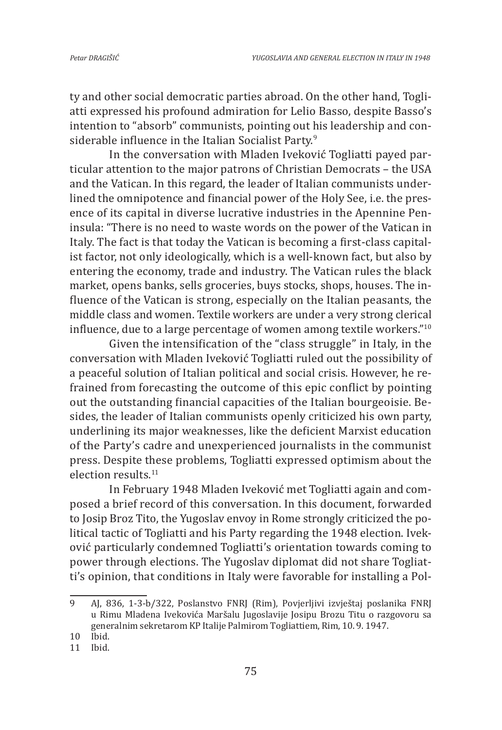ty and other social democratic parties abroad. On the other hand, Togliatti expressed his profound admiration for Lelio Basso, despite Basso's intention to "absorb" communists, pointing out his leadership and considerable influence in the Italian Socialist Party.[9]

In the conversation with Mladen Iveković Togliatti payed particular attention to the major patrons of Christian Democrats – the USA and the Vatican. In this regard, the leader of Italian communists underlined the omnipotence and financial power of the Holy See, i.e. the presence of its capital in diverse lucrative industries in the Apennine Peninsula: "There is no need to waste words on the power of the Vatican in Italy. The fact is that today the Vatican is becoming a first-class capitalist factor, not only ideologically, which is a well-known fact, but also by entering the economy, trade and industry. The Vatican rules the black market, opens banks, sells groceries, buys stocks, shops, houses. The influence of the Vatican is strong, especially on the Italian peasants, the middle class and women. Textile workers are under a very strong clerical influence, due to a large percentage of women among textile workers."[10]

Given the intensification of the "class struggle" in Italy, in the conversation with Mladen Iveković Togliatti ruled out the possibility of a peaceful solution of Italian political and social crisis. However, he refrained from forecasting the outcome of this epic conflict by pointing out the outstanding financial capacities of the Italian bourgeoisie. Besides, the leader of Italian communists openly criticized his own party, underlining its major weaknesses, like the deficient Marxist education of the Party's cadre and unexperienced journalists in the communist press. Despite these problems, Togliatti expressed optimism about the election results.[11]

In February 1948 Mladen Iveković met Togliatti again and composed a brief record of this conversation. In this document, forwarded to Josip Broz Tito, the Yugoslav envoy in Rome strongly criticized the political tactic of Togliatti and his Party regarding the 1948 election. Iveković particularly condemned Togliatti's orientation towards coming to power through elections. The Yugoslav diplomat did not share Togliatti's opinion, that conditions in Italy were favorable for installing a Pol-

---

9 AJ, 836, 1-3-b/322, Poslanstvo FNRJ (Rim), Povjerljivi izvještaj poslanika FNRJ u Rimu Mladena Ivekovića Maršalu Jugoslavije Josipu Brozu Titu o razgovoru sa generalnim sekretarom KP Italije Palmirom Togliattiem, Rim, 10. 9. 1947.

10 Ibid.

11 Ibid.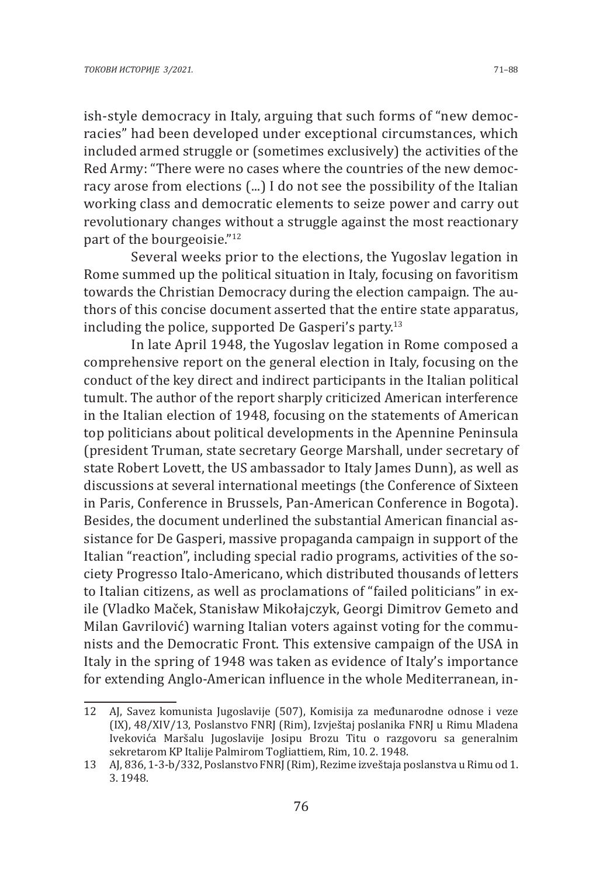ish-style democracy in Italy, arguing that such forms of "new democracies" had been developed under exceptional circumstances, which included armed struggle or (sometimes exclusively) the activities of the Red Army: "There were no cases where the countries of the new democracy arose from elections (...) I do not see the possibility of the Italian working class and democratic elements to seize power and carry out revolutionary changes without a struggle against the most reactionary part of the bourgeoisie."[12]

Several weeks prior to the elections, the Yugoslav legation in Rome summed up the political situation in Italy, focusing on favoritism towards the Christian Democracy during the election campaign. The authors of this concise document asserted that the entire state apparatus, including the police, supported De Gasperi's party.[13]

In late April 1948, the Yugoslav legation in Rome composed a comprehensive report on the general election in Italy, focusing on the conduct of the key direct and indirect participants in the Italian political tumult. The author of the report sharply criticized American interference in the Italian election of 1948, focusing on the statements of American top politicians about political developments in the Apennine Peninsula (president Truman, state secretary George Marshall, under secretary of state Robert Lovett, the US ambassador to Italy James Dunn), as well as discussions at several international meetings (the Conference of Sixteen in Paris, Conference in Brussels, Pan-American Conference in Bogota). Besides, the document underlined the substantial American financial assistance for De Gasperi, massive propaganda campaign in support of the Italian "reaction", including special radio programs, activities of the society Progresso Italo-Americano, which distributed thousands of letters to Italian citizens, as well as proclamations of "failed politicians" in exile (Vladko Maček, Stanisław Mikołajczyk, Georgi Dimitrov Gemeto and Milan Gavrilović) warning Italian voters against voting for the communists and the Democratic Front. This extensive campaign of the USA in Italy in the spring of 1948 was taken as evidence of Italy's importance for extending Anglo-American influence in the whole Mediterranean, in-

---

12 AJ, Savez komunista Jugoslavije (507), Komisija za međunarodne odnose i veze (IX), 48/XIV/13, Poslanstvo FNRJ (Rim), Izvještaj poslanika FNRJ u Rimu Mladena Ivekovića Maršalu Jugoslavije Josipu Brozu Titu o razgovoru sa generalnim sekretarom KP Italije Palmirom Togliattiem, Rim, 10. 2. 1948.

13 AJ, 836, 1-3-b/332, Poslanstvo FNRJ (Rim), Rezime izveštaja poslanstva u Rimu od 1. 3. 1948.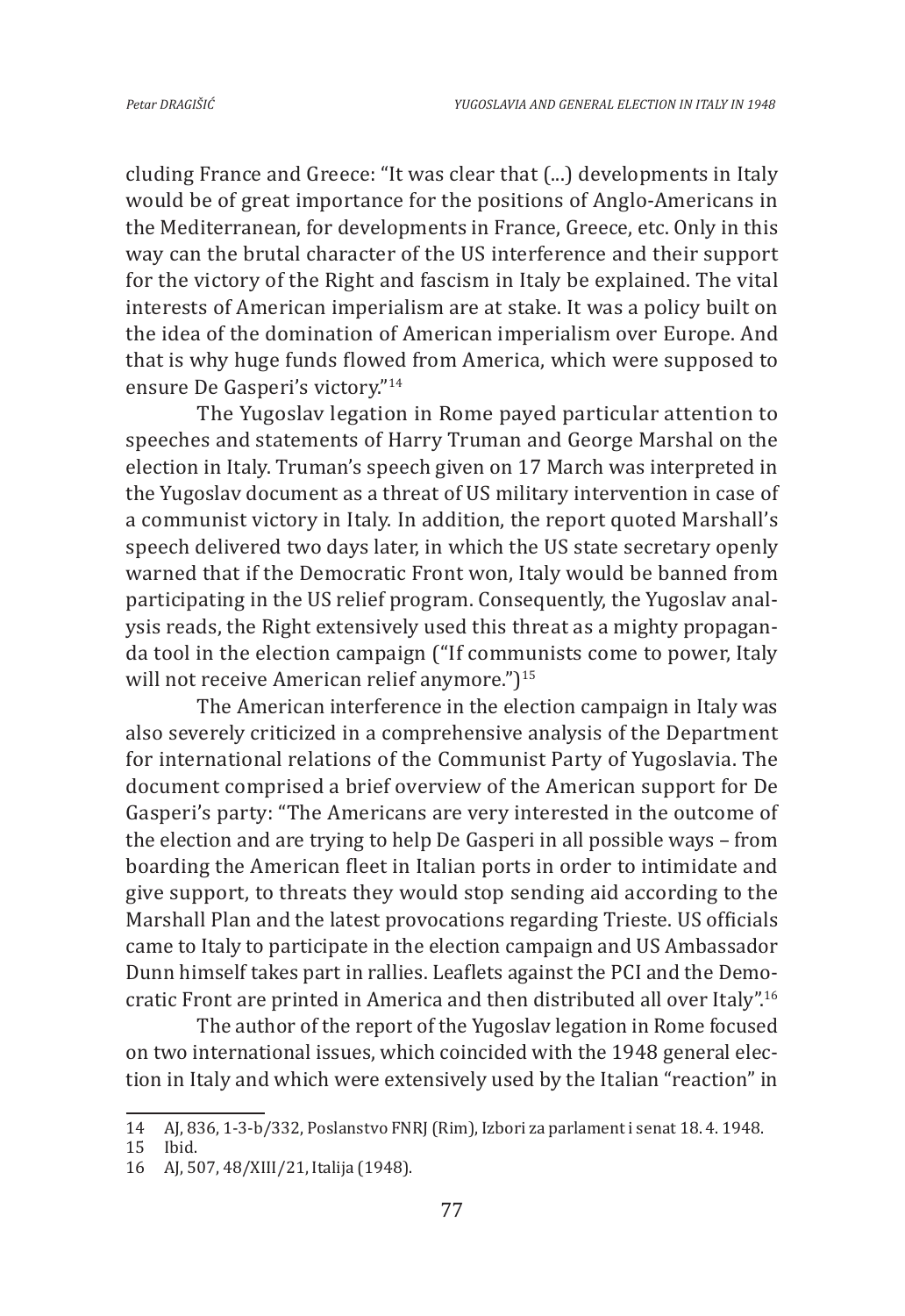cluding France and Greece: "It was clear that (...) developments in Italy would be of great importance for the positions of Anglo-Americans in the Mediterranean, for developments in France, Greece, etc. Only in this way can the brutal character of the US interference and their support for the victory of the Right and fascism in Italy be explained. The vital interests of American imperialism are at stake. It was a policy built on the idea of the domination of American imperialism over Europe. And that is why huge funds flowed from America, which were supposed to ensure De Gasperi's victory."[14]

The Yugoslav legation in Rome payed particular attention to speeches and statements of Harry Truman and George Marshal on the election in Italy. Truman's speech given on 17 March was interpreted in the Yugoslav document as a threat of US military intervention in case of a communist victory in Italy. In addition, the report quoted Marshall's speech delivered two days later, in which the US state secretary openly warned that if the Democratic Front won, Italy would be banned from participating in the US relief program. Consequently, the Yugoslav analysis reads, the Right extensively used this threat as a mighty propaganda tool in the election campaign ("If communists come to power, Italy will not receive American relief anymore.")[15]

The American interference in the election campaign in Italy was also severely criticized in a comprehensive analysis of the Department for international relations of the Communist Party of Yugoslavia. The document comprised a brief overview of the American support for De Gasperi's party: "The Americans are very interested in the outcome of the election and are trying to help De Gasperi in all possible ways – from boarding the American fleet in Italian ports in order to intimidate and give support, to threats they would stop sending aid according to the Marshall Plan and the latest provocations regarding Trieste. US officials came to Italy to participate in the election campaign and US Ambassador Dunn himself takes part in rallies. Leaflets against the PCI and the Democratic Front are printed in America and then distributed all over Italy".[16]

The author of the report of the Yugoslav legation in Rome focused on two international issues, which coincided with the 1948 general election in Italy and which were extensively used by the Italian "reaction" in

---

14 AJ, 836, 1-3-b/332, Poslanstvo FNRJ (Rim), Izbori za parlament i senat 18. 4. 1948.

15 Ibid.

16 AJ, 507, 48/XIII/21, Italija (1948).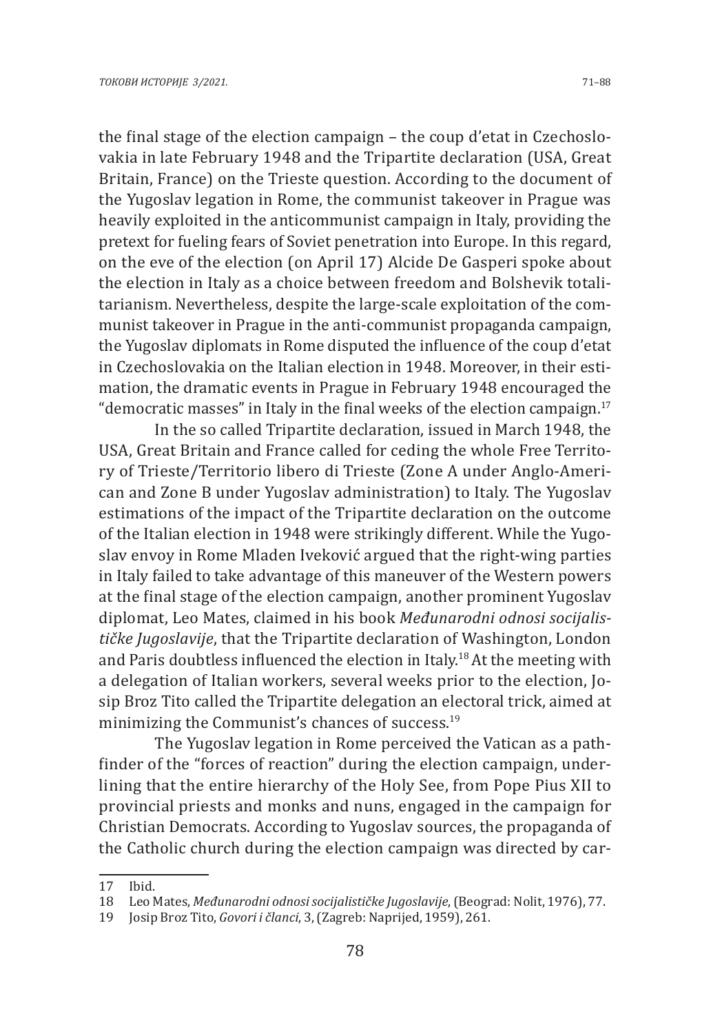the final stage of the election campaign – the coup d'etat in Czechoslovakia in late February 1948 and the Tripartite declaration (USA, Great Britain, France) on the Trieste question. According to the document of the Yugoslav legation in Rome, the communist takeover in Prague was heavily exploited in the anticommunist campaign in Italy, providing the pretext for fueling fears of Soviet penetration into Europe. In this regard, on the eve of the election (on April 17) Alcide De Gasperi spoke about the election in Italy as a choice between freedom and Bolshevik totalitarianism. Nevertheless, despite the large-scale exploitation of the communist takeover in Prague in the anti-communist propaganda campaign, the Yugoslav diplomats in Rome disputed the influence of the coup d'etat in Czechoslovakia on the Italian election in 1948. Moreover, in their estimation, the dramatic events in Prague in February 1948 encouraged the "democratic masses" in Italy in the final weeks of the election campaign.[17]

In the so called Tripartite declaration, issued in March 1948, the USA, Great Britain and France called for ceding the whole Free Territory of Trieste/Territorio libero di Trieste (Zone A under Anglo-American and Zone B under Yugoslav administration) to Italy. The Yugoslav estimations of the impact of the Tripartite declaration on the outcome of the Italian election in 1948 were strikingly different. While the Yugoslav envoy in Rome Mladen Iveković argued that the right-wing parties in Italy failed to take advantage of this maneuver of the Western powers at the final stage of the election campaign, another prominent Yugoslav diplomat, Leo Mates, claimed in his book *Međunarodni odnosi socijalističke Jugoslavije*, that the Tripartite declaration of Washington, London and Paris doubtless influenced the election in Italy.[18] At the meeting with a delegation of Italian workers, several weeks prior to the election, Josip Broz Tito called the Tripartite delegation an electoral trick, aimed at minimizing the Communist's chances of success.[19]

The Yugoslav legation in Rome perceived the Vatican as a pathfinder of the "forces of reaction" during the election campaign, underlining that the entire hierarchy of the Holy See, from Pope Pius XII to provincial priests and monks and nuns, engaged in the campaign for Christian Democrats. According to Yugoslav sources, the propaganda of the Catholic church during the election campaign was directed by car-

---

17 Ibid.

18 Leo Mates, *Međunarodni odnosi socijalističke Jugoslavije*, (Beograd: Nolit, 1976), 77.

19 Josip Broz Tito, *Govori i članci*, 3, (Zagreb: Naprijed, 1959), 261.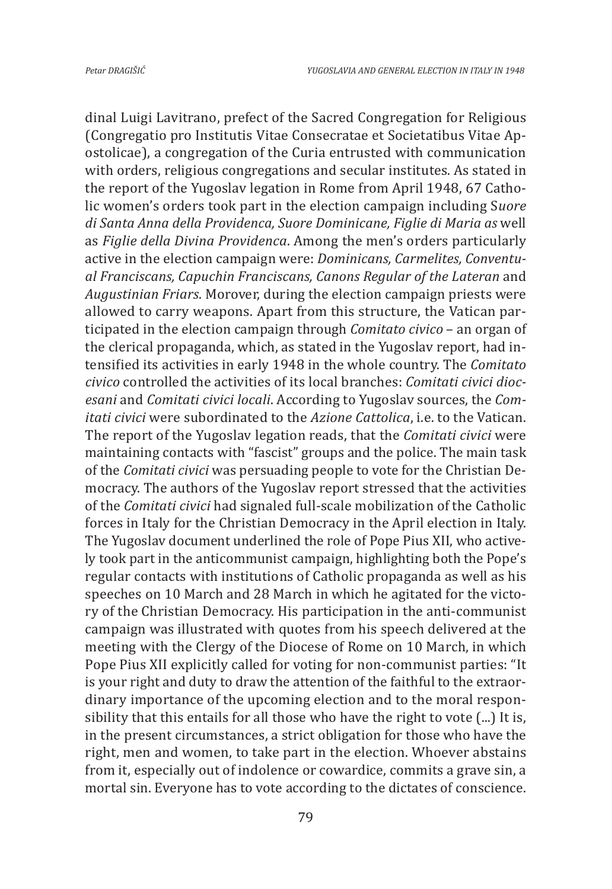dinal Luigi Lavitrano, prefect of the Sacred Congregation for Religious (Congregatio pro Institutis Vitae Consecratae et Societatibus Vitae Apostolicae), a congregation of the Curia entrusted with communication with orders, religious congregations and secular institutes. As stated in the report of the Yugoslav legation in Rome from April 1948, 67 Catholic women's orders took part in the election campaign including S*uore di Santa Anna della Providenca, Suore Dominicane, Figlie di Maria as* well as *Figlie della Divina Providenca*. Among the men's orders particularly active in the election campaign were: *Dominicans, Carmelites, Conventual Franciscans, Capuchin Franciscans, Canons Regular of the Lateran* and *Augustinian Friars*. Morover, during the election campaign priests were allowed to carry weapons. Apart from this structure, the Vatican participated in the election campaign through *Comitato civico* – an organ of the clerical propaganda, which, as stated in the Yugoslav report, had intensified its activities in early 1948 in the whole country. The *Comitato civico* controlled the activities of its local branches: *Comitati civici diocesani* and *Comitati civici locali*. According to Yugoslav sources, the *Comitati civici* were subordinated to the *Azione Cattolica*, i.e. to the Vatican. The report of the Yugoslav legation reads, that the *Comitati civici* were maintaining contacts with "fascist" groups and the police. The main task of the *Comitati civici* was persuading people to vote for the Christian Democracy. The authors of the Yugoslav report stressed that the activities of the *Comitati civici* had signaled full-scale mobilization of the Catholic forces in Italy for the Christian Democracy in the April election in Italy. The Yugoslav document underlined the role of Pope Pius XII, who actively took part in the anticommunist campaign, highlighting both the Pope's regular contacts with institutions of Catholic propaganda as well as his speeches on 10 March and 28 March in which he agitated for the victory of the Christian Democracy. His participation in the anti-communist campaign was illustrated with quotes from his speech delivered at the meeting with the Clergy of the Diocese of Rome on 10 March, in which Pope Pius XII explicitly called for voting for non-communist parties: "It is your right and duty to draw the attention of the faithful to the extraordinary importance of the upcoming election and to the moral responsibility that this entails for all those who have the right to vote (...) It is, in the present circumstances, a strict obligation for those who have the right, men and women, to take part in the election. Whoever abstains from it, especially out of indolence or cowardice, commits a grave sin, a mortal sin. Everyone has to vote according to the dictates of conscience.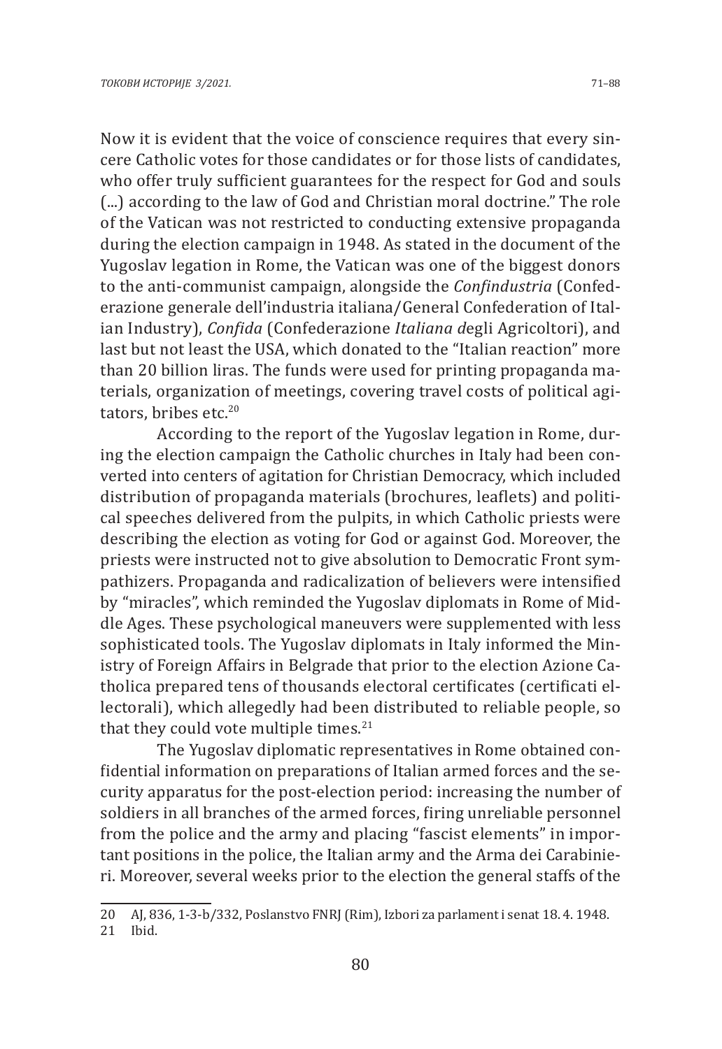Now it is evident that the voice of conscience requires that every sincere Catholic votes for those candidates or for those lists of candidates, who offer truly sufficient guarantees for the respect for God and souls (...) according to the law of God and Christian moral doctrine." The role of the Vatican was not restricted to conducting extensive propaganda during the election campaign in 1948. As stated in the document of the Yugoslav legation in Rome, the Vatican was one of the biggest donors to the anti-communist campaign, alongside the *Confindustria* (Confederazione generale dell'industria italiana/General Confederation of Italian Industry), *Confida* (Confederazione *Italiana d*egli Agricoltori), and last but not least the USA, which donated to the "Italian reaction" more than 20 billion liras. The funds were used for printing propaganda materials, organization of meetings, covering travel costs of political agitators, bribes etc.[20]

According to the report of the Yugoslav legation in Rome, during the election campaign the Catholic churches in Italy had been converted into centers of agitation for Christian Democracy, which included distribution of propaganda materials (brochures, leaflets) and political speeches delivered from the pulpits, in which Catholic priests were describing the election as voting for God or against God. Moreover, the priests were instructed not to give absolution to Democratic Front sympathizers. Propaganda and radicalization of believers were intensified by "miracles", which reminded the Yugoslav diplomats in Rome of Middle Ages. These psychological maneuvers were supplemented with less sophisticated tools. The Yugoslav diplomats in Italy informed the Ministry of Foreign Affairs in Belgrade that prior to the election Azione Catholica prepared tens of thousands electoral certificates (certificati electorali), which allegedly had been distributed to reliable people, so that they could vote multiple times.[21]

The Yugoslav diplomatic representatives in Rome obtained confidential information on preparations of Italian armed forces and the security apparatus for the post-election period: increasing the number of soldiers in all branches of the armed forces, firing unreliable personnel from the police and the army and placing "fascist elements" in important positions in the police, the Italian army and the Arma dei Carabinieri. Moreover, several weeks prior to the election the general staffs of the

---

20 AJ, 836, 1-3-b/332, Poslanstvo FNRJ (Rim), Izbori za parlament i senat 18. 4. 1948.

21 Ibid.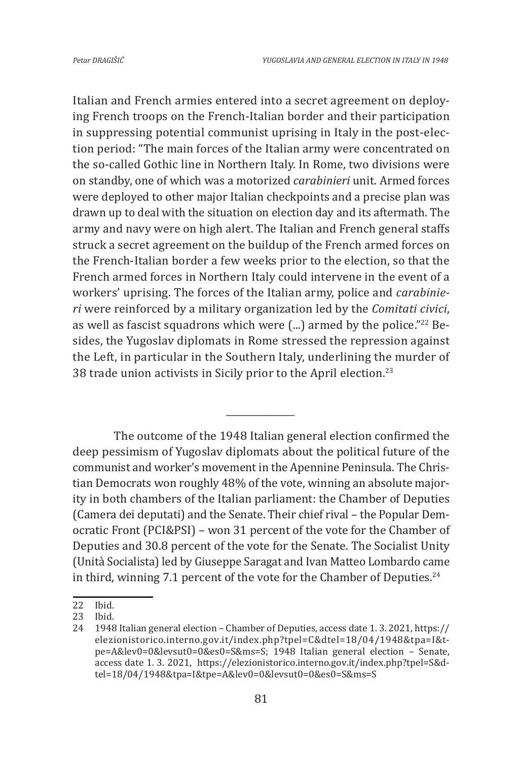Italian and French armies entered into a secret agreement on deploying French troops on the French-Italian border and their participation in suppressing potential communist uprising in Italy in the post-election period: "The main forces of the Italian army were concentrated on the so-called Gothic line in Northern Italy. In Rome, two divisions were on standby, one of which was a motorized *carabinieri* unit. Armed forces were deployed to other major Italian checkpoints and a precise plan was drawn up to deal with the situation on election day and its aftermath. The army and navy were on high alert. The Italian and French general staffs struck a secret agreement on the buildup of the French armed forces on the French-Italian border a few weeks prior to the election, so that the French armed forces in Northern Italy could intervene in the event of a workers' uprising. The forces of the Italian army, police and *carabinieri* were reinforced by a military organization led by the *Comitati civici*, as well as fascist squadrons which were (...) armed by the police."[22] Besides, the Yugoslav diplomats in Rome stressed the repression against the Left, in particular in the Southern Italy, underlining the murder of 38 trade union activists in Sicily prior to the April election.[23]

---

The outcome of the 1948 Italian general election confirmed the deep pessimism of Yugoslav diplomats about the political future of the communist and worker's movement in the Apennine Peninsula. The Christian Democrats won roughly 48% of the vote, winning an absolute majority in both chambers of the Italian parliament: the Chamber of Deputies (Camera dei deputati) and the Senate. Their chief rival – the Popular Democratic Front (PCI&PSI) – won 31 percent of the vote for the Chamber of Deputies and 30.8 percent of the vote for the Senate. The Socialist Unity (Unità Socialista) led by Giuseppe Saragat and Ivan Matteo Lombardo came in third, winning 7.1 percent of the vote for the Chamber of Deputies.[24]

---

22 Ibid.

23 Ibid.

24 1948 Italian general election – Chamber of Deputies, access date 1. 3. 2021, https://elezionistorico.interno.gov.it/index.php?tpel=C&dtel=18/04/1948&tpa=I&tpe=A&lev0=0&levsut0=0&es0=S&ms=S; 1948 Italian general election – Senate, access date 1. 3. 2021, https://elezionistorico.interno.gov.it/index.php?tpel=S&dtel=18/04/1948&tpa=I&tpe=A&lev0=0&levsut0=0&es0=S&ms=S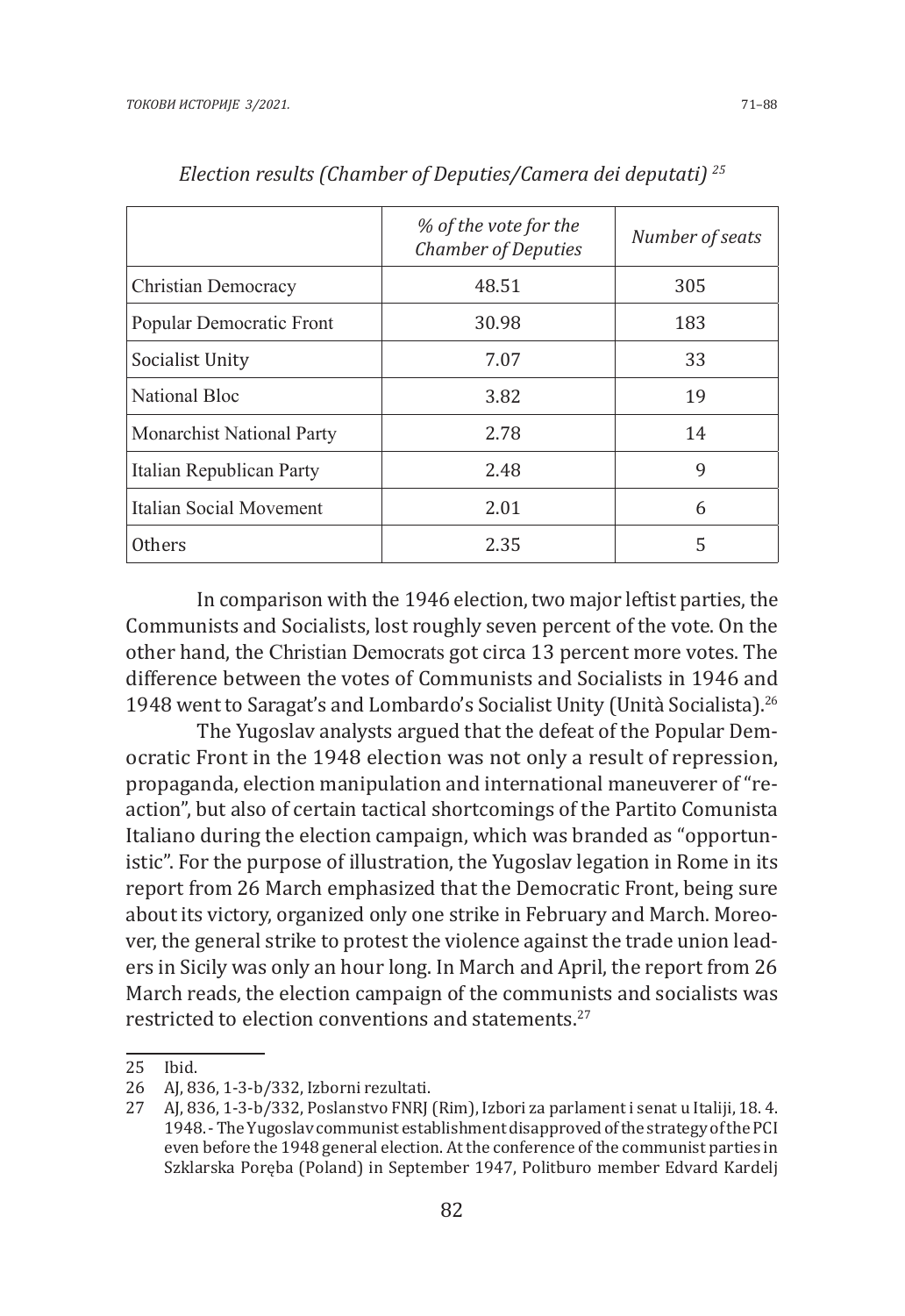*Election results (Chamber of Deputies/Camera dei deputati)* [25]

| | *% of the vote for the Chamber of Deputies* | *Number of seats* |
|---|---|---|
| Christian Democracy | 48.51 | 305 |
| Popular Democratic Front | 30.98 | 183 |
| Socialist Unity | 7.07 | 33 |
| National Bloc | 3.82 | 19 |
| Monarchist National Party | 2.78 | 14 |
| Italian Republican Party | 2.48 | 9 |
| Italian Social Movement | 2.01 | 6 |
| Others | 2.35 | 5 |

In comparison with the 1946 election, two major leftist parties, the Communists and Socialists, lost roughly seven percent of the vote. On the other hand, the Christian Democrats got circa 13 percent more votes. The difference between the votes of Communists and Socialists in 1946 and 1948 went to Saragat's and Lombardo's Socialist Unity (Unità Socialista).[26]

The Yugoslav analysts argued that the defeat of the Popular Democratic Front in the 1948 election was not only a result of repression, propaganda, election manipulation and international maneuverer of "reaction", but also of certain tactical shortcomings of the Partito Comunista Italiano during the election campaign, which was branded as "opportunistic". For the purpose of illustration, the Yugoslav legation in Rome in its report from 26 March emphasized that the Democratic Front, being sure about its victory, organized only one strike in February and March. Moreover, the general strike to protest the violence against the trade union leaders in Sicily was only an hour long. In March and April, the report from 26 March reads, the election campaign of the communists and socialists was restricted to election conventions and statements.[27]

---

25 Ibid.

26 AJ, 836, 1-3-b/332, Izborni rezultati.

27 AJ, 836, 1-3-b/332, Poslanstvo FNRJ (Rim), Izbori za parlament i senat u Italiji, 18. 4. 1948. - The Yugoslav communist establishment disapproved of the strategy of the PCI even before the 1948 general election. At the conference of the communist parties in Szklarska Poręba (Poland) in September 1947, Politburo member Edvard Kardelj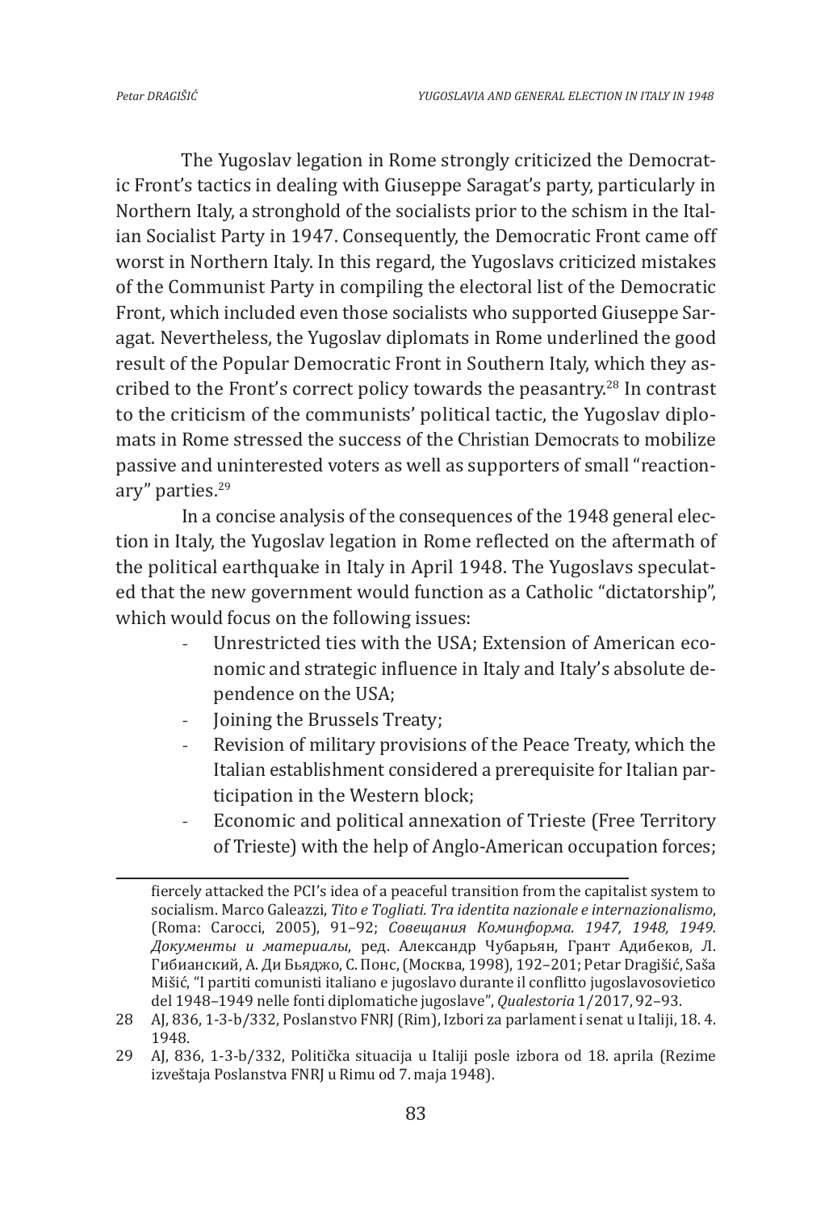The Yugoslav legation in Rome strongly criticized the Democratic Front's tactics in dealing with Giuseppe Saragat's party, particularly in Northern Italy, a stronghold of the socialists prior to the schism in the Italian Socialist Party in 1947. Consequently, the Democratic Front came off worst in Northern Italy. In this regard, the Yugoslavs criticized mistakes of the Communist Party in compiling the electoral list of the Democratic Front, which included even those socialists who supported Giuseppe Saragat. Nevertheless, the Yugoslav diplomats in Rome underlined the good result of the Popular Democratic Front in Southern Italy, which they ascribed to the Front's correct policy towards the peasantry.[28] In contrast to the criticism of the communists' political tactic, the Yugoslav diplomats in Rome stressed the success of the Christian Democrats to mobilize passive and uninterested voters as well as supporters of small "reactionary" parties.[29]

In a concise analysis of the consequences of the 1948 general election in Italy, the Yugoslav legation in Rome reflected on the aftermath of the political earthquake in Italy in April 1948. The Yugoslavs speculated that the new government would function as a Catholic "dictatorship", which would focus on the following issues:

- Unrestricted ties with the USA; Extension of American economic and strategic influence in Italy and Italy's absolute dependence on the USA;
- Joining the Brussels Treaty;
- Revision of military provisions of the Peace Treaty, which the Italian establishment considered a prerequisite for Italian participation in the Western block;
- Economic and political annexation of Trieste (Free Territory of Trieste) with the help of Anglo-American occupation forces;

---

fiercely attacked the PCI's idea of a peaceful transition from the capitalist system to socialism. Marco Galeazzi, *Tito e Togliati. Tra identita nazionale e internazionalismo*, (Roma: Carocci, 2005), 91–92; *Совещания Коминформа. 1947, 1948, 1949. Документы и материалы*, ред. Александр Чубарьян, Грант Адибеков, Л. Гибианский, А. Ди Бьяджо, С. Понс, (Москва, 1998), 192–201; Petar Dragišić, Saša Mišić, "I partiti comunisti italiano e jugoslavo durante il conflitto jugoslavosovietico del 1948–1949 nelle fonti diplomatiche jugoslave", *Qualestoria* 1/2017, 92–93.

28 AJ, 836, 1-3-b/332, Poslanstvo FNRJ (Rim), Izbori za parlament i senat u Italiji, 18. 4. 1948.

29 AJ, 836, 1-3-b/332, Politička situacija u Italiji posle izbora od 18. aprila (Rezime izveštaja Poslanstva FNRJ u Rimu od 7. maja 1948).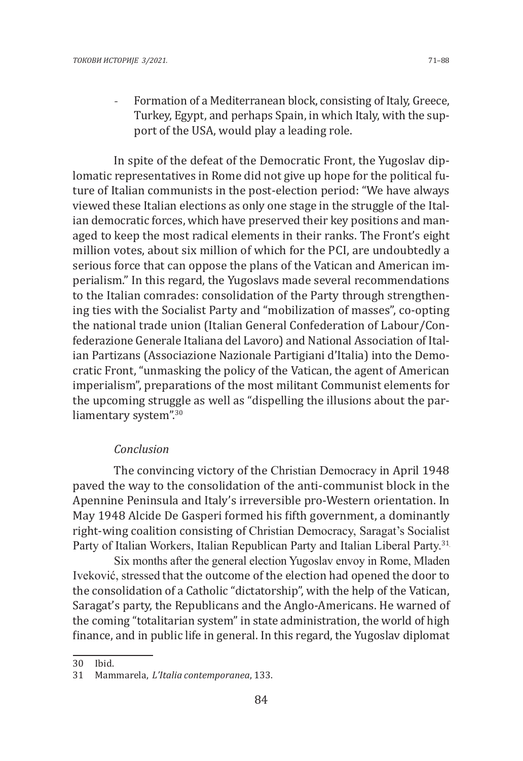- Formation of a Mediterranean block, consisting of Italy, Greece, Turkey, Egypt, and perhaps Spain, in which Italy, with the support of the USA, would play a leading role.

In spite of the defeat of the Democratic Front, the Yugoslav diplomatic representatives in Rome did not give up hope for the political future of Italian communists in the post-election period: "We have always viewed these Italian elections as only one stage in the struggle of the Italian democratic forces, which have preserved their key positions and managed to keep the most radical elements in their ranks. The Front's eight million votes, about six million of which for the PCI, are undoubtedly a serious force that can oppose the plans of the Vatican and American imperialism." In this regard, the Yugoslavs made several recommendations to the Italian comrades: consolidation of the Party through strengthening ties with the Socialist Party and "mobilization of masses", co-opting the national trade union (Italian General Confederation of Labour/Confederazione Generale Italiana del Lavoro) and National Association of Italian Partizans (Associazione Nazionale Partigiani d'Italia) into the Democratic Front, "unmasking the policy of the Vatican, the agent of American imperialism", preparations of the most militant Communist elements for the upcoming struggle as well as "dispelling the illusions about the parliamentary system".[30]

## *Conclusion*

The convincing victory of the Christian Democracy in April 1948 paved the way to the consolidation of the anti-communist block in the Apennine Peninsula and Italy's irreversible pro-Western orientation. In May 1948 Alcide De Gasperi formed his fifth government, a dominantly right-wing coalition consisting of Christian Democracy, Saragat's Socialist Party of Italian Workers, Italian Republican Party and Italian Liberal Party.[31]

Six months after the general election Yugoslav envoy in Rome, Mladen Iveković, stressed that the outcome of the election had opened the door to the consolidation of a Catholic "dictatorship", with the help of the Vatican, Saragat's party, the Republicans and the Anglo-Americans. He warned of the coming "totalitarian system" in state administration, the world of high finance, and in public life in general. In this regard, the Yugoslav diplomat

---

30 Ibid.

31 Mammarela, *L'Italia contemporanea*, 133.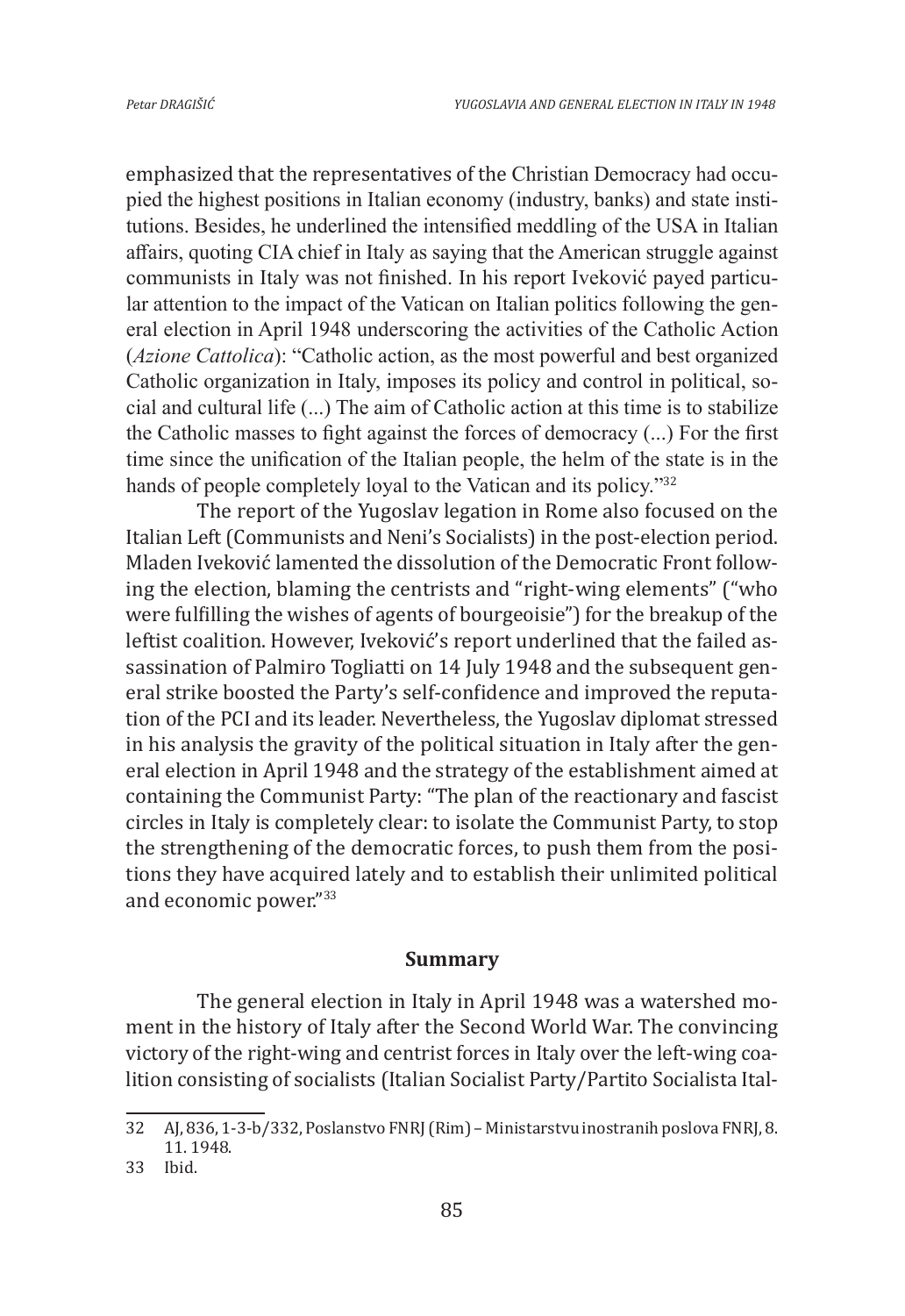emphasized that the representatives of the Christian Democracy had occupied the highest positions in Italian economy (industry, banks) and state institutions. Besides, he underlined the intensified meddling of the USA in Italian affairs, quoting CIA chief in Italy as saying that the American struggle against communists in Italy was not finished. In his report Iveković payed particular attention to the impact of the Vatican on Italian politics following the general election in April 1948 underscoring the activities of the Catholic Action (*Azione Cattolica*): "Catholic action, as the most powerful and best organized Catholic organization in Italy, imposes its policy and control in political, social and cultural life (...) The aim of Catholic action at this time is to stabilize the Catholic masses to fight against the forces of democracy (...) For the first time since the unification of the Italian people, the helm of the state is in the hands of people completely loyal to the Vatican and its policy."[32]

The report of the Yugoslav legation in Rome also focused on the Italian Left (Communists and Neni's Socialists) in the post-election period. Mladen Iveković lamented the dissolution of the Democratic Front following the election, blaming the centrists and "right-wing elements" ("who were fulfilling the wishes of agents of bourgeoisie") for the breakup of the leftist coalition. However, Iveković's report underlined that the failed assassination of Palmiro Togliatti on 14 July 1948 and the subsequent general strike boosted the Party's self-confidence and improved the reputation of the PCI and its leader. Nevertheless, the Yugoslav diplomat stressed in his analysis the gravity of the political situation in Italy after the general election in April 1948 and the strategy of the establishment aimed at containing the Communist Party: "The plan of the reactionary and fascist circles in Italy is completely clear: to isolate the Communist Party, to stop the strengthening of the democratic forces, to push them from the positions they have acquired lately and to establish their unlimited political and economic power."[33]

## Summary

The general election in Italy in April 1948 was a watershed moment in the history of Italy after the Second World War. The convincing victory of the right-wing and centrist forces in Italy over the left-wing coalition consisting of socialists (Italian Socialist Party/Partito Socialista Ital-

---

32 AJ, 836, 1-3-b/332, Poslanstvo FNRJ (Rim) – Ministarstvu inostranih poslova FNRJ, 8. 11. 1948.

33 Ibid.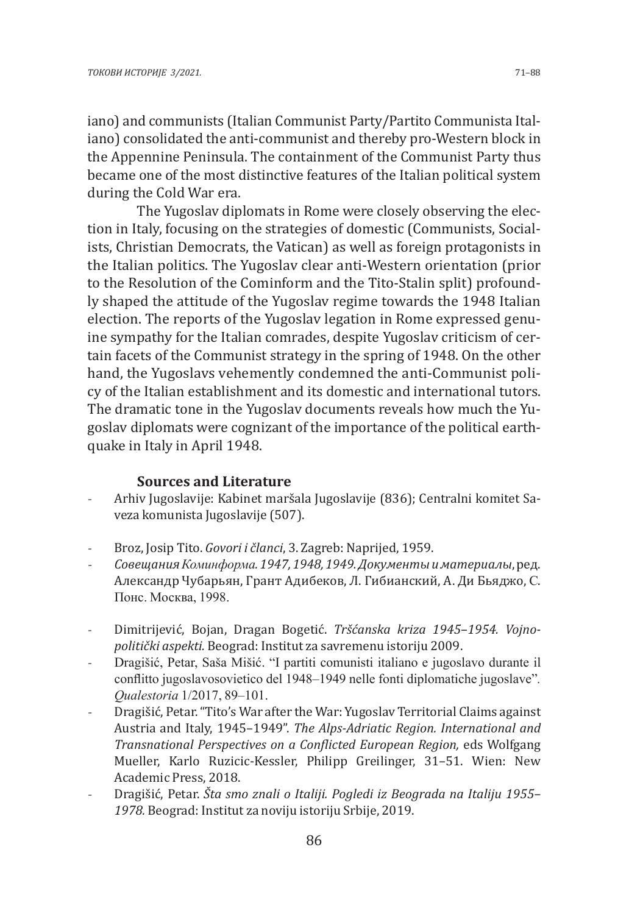iano) and communists (Italian Communist Party/Partito Communista Italiano) consolidated the anti-communist and thereby pro-Western block in the Appennine Peninsula. The containment of the Communist Party thus became one of the most distinctive features of the Italian political system during the Cold War era.

The Yugoslav diplomats in Rome were closely observing the election in Italy, focusing on the strategies of domestic (Communists, Socialists, Christian Democrats, the Vatican) as well as foreign protagonists in the Italian politics. The Yugoslav clear anti-Western orientation (prior to the Resolution of the Cominform and the Tito-Stalin split) profoundly shaped the attitude of the Yugoslav regime towards the 1948 Italian election. The reports of the Yugoslav legation in Rome expressed genuine sympathy for the Italian comrades, despite Yugoslav criticism of certain facets of the Communist strategy in the spring of 1948. On the other hand, the Yugoslavs vehemently condemned the anti-Communist policy of the Italian establishment and its domestic and international tutors. The dramatic tone in the Yugoslav documents reveals how much the Yugoslav diplomats were cognizant of the importance of the political earthquake in Italy in April 1948.

### Sources and Literature

- Arhiv Jugoslavije: Kabinet maršala Jugoslavije (836); Centralni komitet Saveza komunista Jugoslavije (507).

- Broz, Josip Tito. *Govori i članci*, 3. Zagreb: Naprijed, 1959.
- *Совещания Коминформа. 1947, 1948, 1949. Документы и материалы*, ред. Александр Чубарьян, Грант Адибеков, Л. Гибианский, А. Ди Бьяджо, С. Понс. Москва, 1998.

- Dimitrijević, Bojan, Dragan Bogetić. *Tršćanska kriza 1945–1954. Vojnopolitički aspekti.* Beograd: Institut za savremenu istoriju 2009.
- Dragišić, Petar, Saša Mišić. "I partiti comunisti italiano e jugoslavo durante il conflitto jugoslavosovietico del 1948–1949 nelle fonti diplomatiche jugoslave". *Qualestoria* 1/2017, 89–101.
- Dragišić, Petar. "Tito's War after the War: Yugoslav Territorial Claims against Austria and Italy, 1945–1949". *The Alps-Adriatic Region. International and Transnational Perspectives on a Conflicted European Region,* eds Wolfgang Mueller, Karlo Ruzicic-Kessler, Philipp Greilinger, 31–51. Wien: New Academic Press, 2018.
- Dragišić, Petar. *Šta smo znali o Italiji. Pogledi iz Beograda na Italiju 1955–1978.* Beograd: Institut za noviju istoriju Srbije, 2019.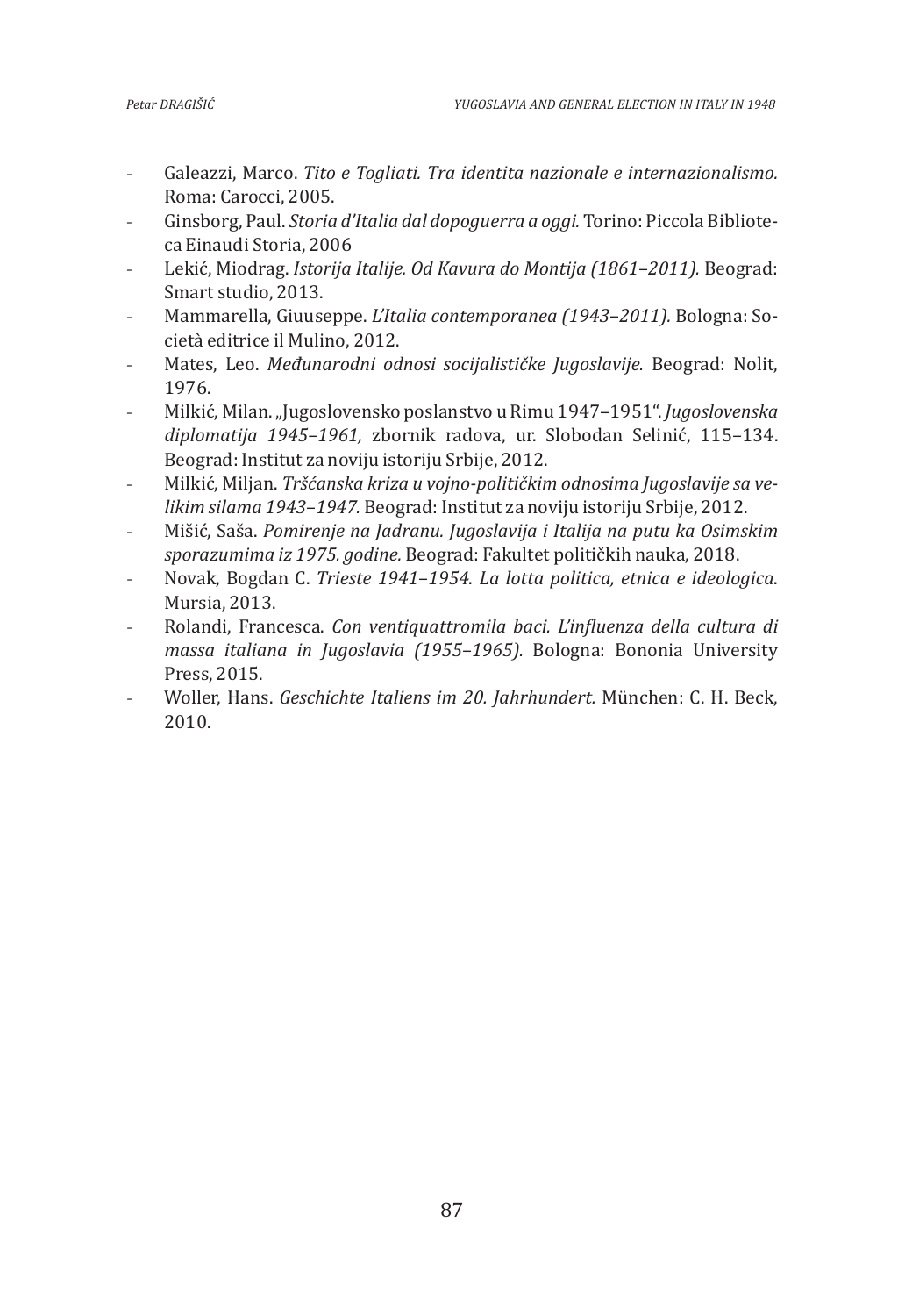- Galeazzi, Marco. *Tito e Togliati. Tra identita nazionale e internazionalismo.* Roma: Carocci, 2005.
- Ginsborg, Paul. *Storia d'Italia dal dopoguerra a oggi.* Torino: Piccola Biblioteca Einaudi Storia, 2006
- Lekić, Miodrag. *Istorija Italije. Od Kavura do Montija (1861–2011).* Beograd: Smart studio, 2013.
- Mammarella, Giuuseppe. *L'Italia contemporanea (1943–2011).* Bologna: Società editrice il Mulino, 2012.
- Mates, Leo. *Međunarodni odnosi socijalističke Jugoslavije.* Beograd: Nolit, 1976.
- Milkić, Milan. „Jugoslovensko poslanstvo u Rimu 1947–1951". *Jugoslovenska diplomatija 1945–1961,* zbornik radova, ur. Slobodan Selinić, 115–134. Beograd: Institut za noviju istoriju Srbije, 2012.
- Milkić, Miljan. *Tršćanska kriza u vojno-političkim odnosima Jugoslavije sa velikim silama 1943–1947.* Beograd: Institut za noviju istoriju Srbije, 2012.
- Mišić, Saša. *Pomirenje na Jadranu. Jugoslavija i Italija na putu ka Osimskim sporazumima iz 1975. godine.* Beograd: Fakultet političkih nauka, 2018.
- Novak, Bogdan C. *Trieste 1941–1954. La lotta politica, etnica e ideologica.* Mursia, 2013.
- Rolandi, Francesca. *Con ventiquattromila baci. L'influenza della cultura di massa italiana in Jugoslavia (1955–1965).* Bologna: Bononia University Press, 2015.
- Woller, Hans. *Geschichte Italiens im 20. Jahrhundert.* München: C. H. Beck, 2010.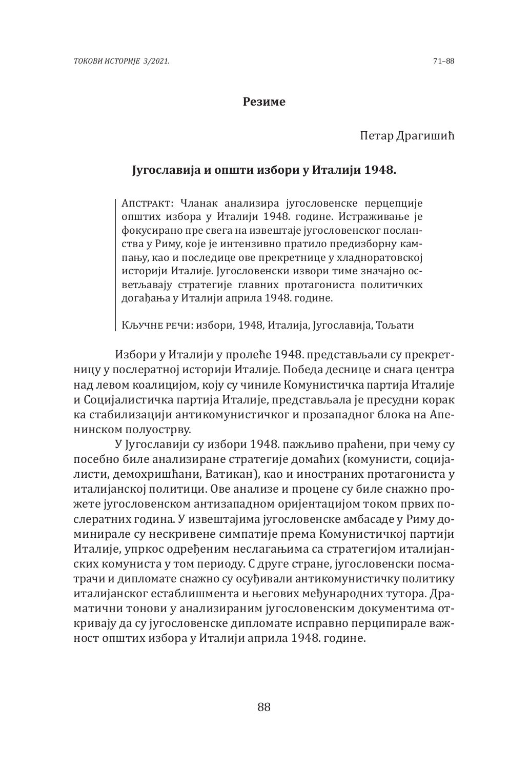## Резиме

Петар Драгишић

### Југославија и општи избори у Италији 1948.

> Апстракт: Чланак анализира југословенске перцепције општих избора у Италији 1948. године. Истраживање је фокусирано пре свега на извештаје југословенског посланства у Риму, које је интензивно пратило предизборну кампању, као и последице ове прекретнице у хладноратовској историји Италије. Југословенски извори тиме значајно осветљавају стратегије главних протагониста политичких догађања у Италији априла 1948. године.
>
> Кључне речи: избори, 1948, Италија, Југославија, Тољати

Избори у Италији у пролеће 1948. представљали су прекретницу у послератној историји Италије. Победа деснице и снага центра над левом коалицијом, коју су чиниле Комунистичка партија Италије и Социјалистичка партија Италије, представљала је пресудни корак ка стабилизацији антикомунистичког и прозападног блока на Апенинском полуострву.

У Југославији су избори 1948. пажљиво праћени, при чему су посебно биле анализиране стратегије домаћих (комунисти, социјалисти, демохришћани, Ватикан), као и иностраних протагониста у италијанској политици. Ове анализе и процене су биле снажно прожете југословенском антизападном оријентацијом током првих послератних година. У извештајима југословенске амбасаде у Риму доминирале су нескривене симпатије према Комунистичкој партији Италије, упркос одређеним неслагањима са стратегијом италијанских комуниста у том периоду. С друге стране, југословенски посматрачи и дипломате снажно су осуђивали антикомунистичку политику италијанског естаблишмента и његових међународних тутора. Драматични тонови у анализираним југословенским документима откривају да су југословенске дипломате исправно перципирале важност општих избора у Италији априла 1948. године.